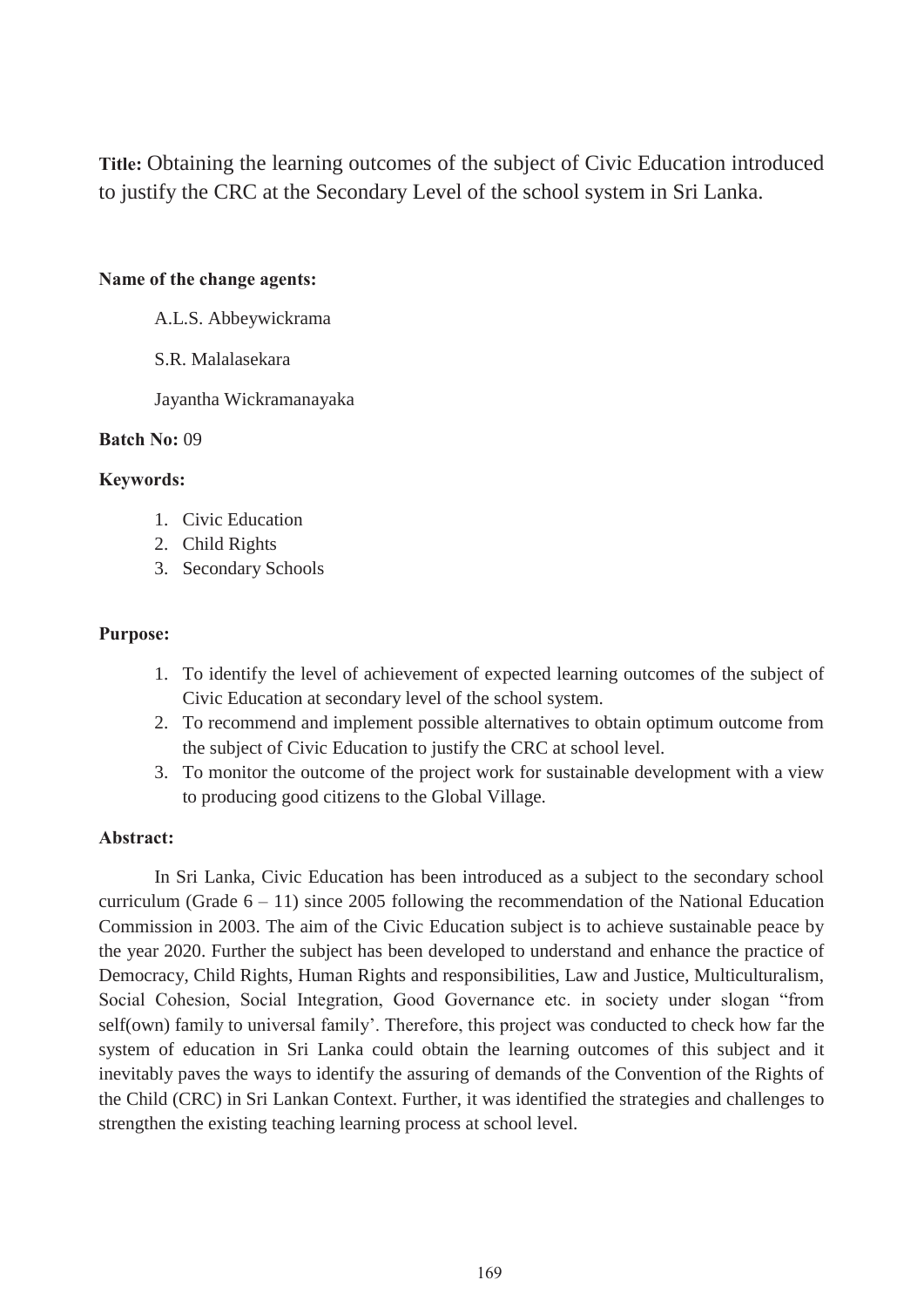**Title:** Obtaining the learning outcomes of the subject of Civic Education introduced to justify the CRC at the Secondary Level of the school system in Sri Lanka.

**Name of the change agents:**

A.L.S. Abbeywickrama

S.R. Malalasekara

Jayantha Wickramanayaka

**Batch No:** 09

**Keywords:**

1. Civic Education
2. Child Rights
3. Secondary Schools

**Purpose:**

1. To identify the level of achievement of expected learning outcomes of the subject of Civic Education at secondary level of the school system.
2. To recommend and implement possible alternatives to obtain optimum outcome from the subject of Civic Education to justify the CRC at school level.
3. To monitor the outcome of the project work for sustainable development with a view to producing good citizens to the Global Village.

**Abstract:**

In Sri Lanka, Civic Education has been introduced as a subject to the secondary school curriculum (Grade 6 – 11) since 2005 following the recommendation of the National Education Commission in 2003. The aim of the Civic Education subject is to achieve sustainable peace by the year 2020. Further the subject has been developed to understand and enhance the practice of Democracy, Child Rights, Human Rights and responsibilities, Law and Justice, Multiculturalism, Social Cohesion, Social Integration, Good Governance etc. in society under slogan "from self(own) family to universal family'. Therefore, this project was conducted to check how far the system of education in Sri Lanka could obtain the learning outcomes of this subject and it inevitably paves the ways to identify the assuring of demands of the Convention of the Rights of the Child (CRC) in Sri Lankan Context. Further, it was identified the strategies and challenges to strengthen the existing teaching learning process at school level.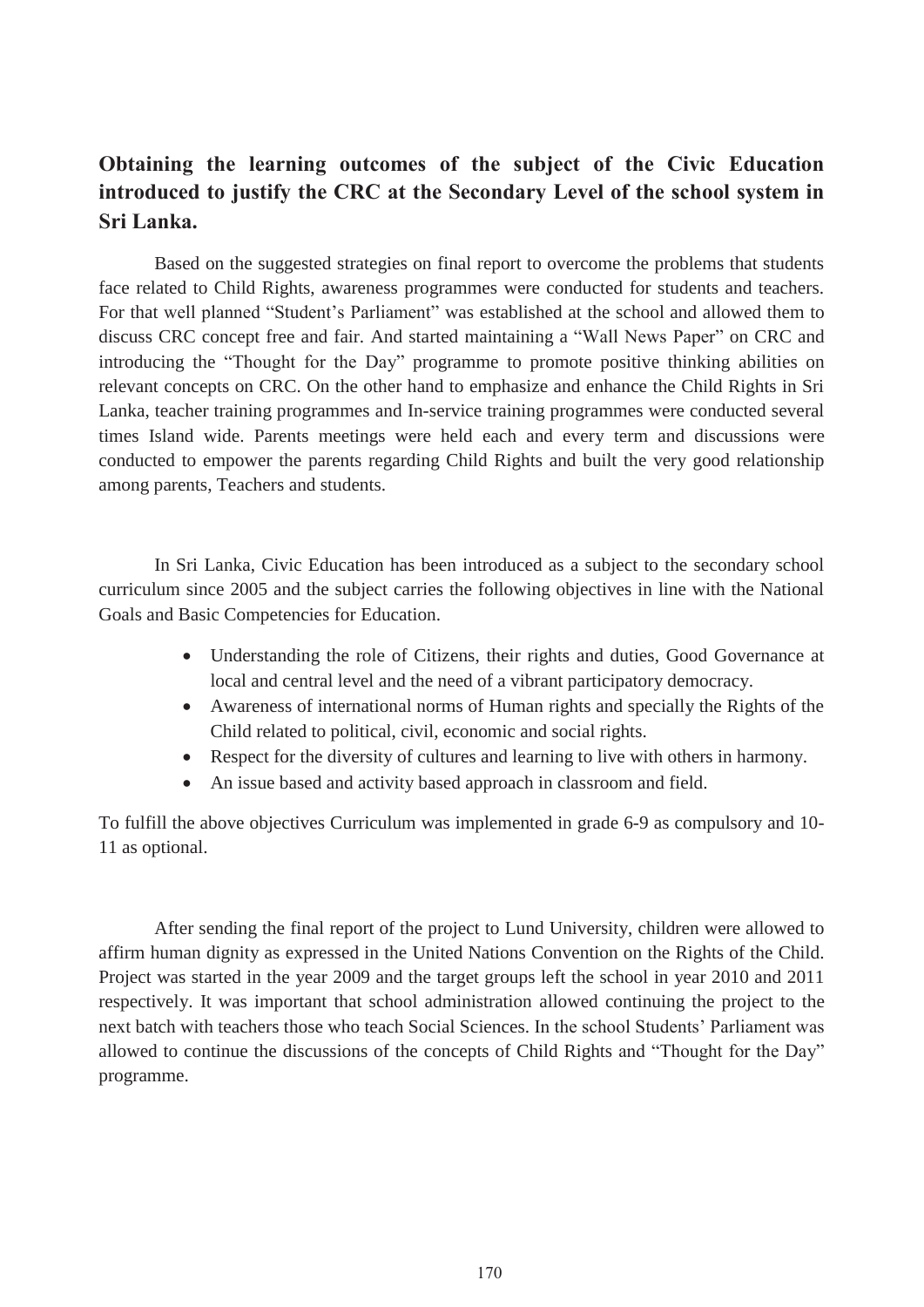## Obtaining the learning outcomes of the subject of the Civic Education introduced to justify the CRC at the Secondary Level of the school system in Sri Lanka.

Based on the suggested strategies on final report to overcome the problems that students face related to Child Rights, awareness programmes were conducted for students and teachers. For that well planned "Student's Parliament" was established at the school and allowed them to discuss CRC concept free and fair. And started maintaining a "Wall News Paper" on CRC and introducing the "Thought for the Day" programme to promote positive thinking abilities on relevant concepts on CRC. On the other hand to emphasize and enhance the Child Rights in Sri Lanka, teacher training programmes and In-service training programmes were conducted several times Island wide. Parents meetings were held each and every term and discussions were conducted to empower the parents regarding Child Rights and built the very good relationship among parents, Teachers and students.

In Sri Lanka, Civic Education has been introduced as a subject to the secondary school curriculum since 2005 and the subject carries the following objectives in line with the National Goals and Basic Competencies for Education.

- Understanding the role of Citizens, their rights and duties, Good Governance at local and central level and the need of a vibrant participatory democracy.
- Awareness of international norms of Human rights and specially the Rights of the Child related to political, civil, economic and social rights.
- Respect for the diversity of cultures and learning to live with others in harmony.
- An issue based and activity based approach in classroom and field.

To fulfill the above objectives Curriculum was implemented in grade 6-9 as compulsory and 10-11 as optional.

After sending the final report of the project to Lund University, children were allowed to affirm human dignity as expressed in the United Nations Convention on the Rights of the Child. Project was started in the year 2009 and the target groups left the school in year 2010 and 2011 respectively. It was important that school administration allowed continuing the project to the next batch with teachers those who teach Social Sciences. In the school Students' Parliament was allowed to continue the discussions of the concepts of Child Rights and "Thought for the Day" programme.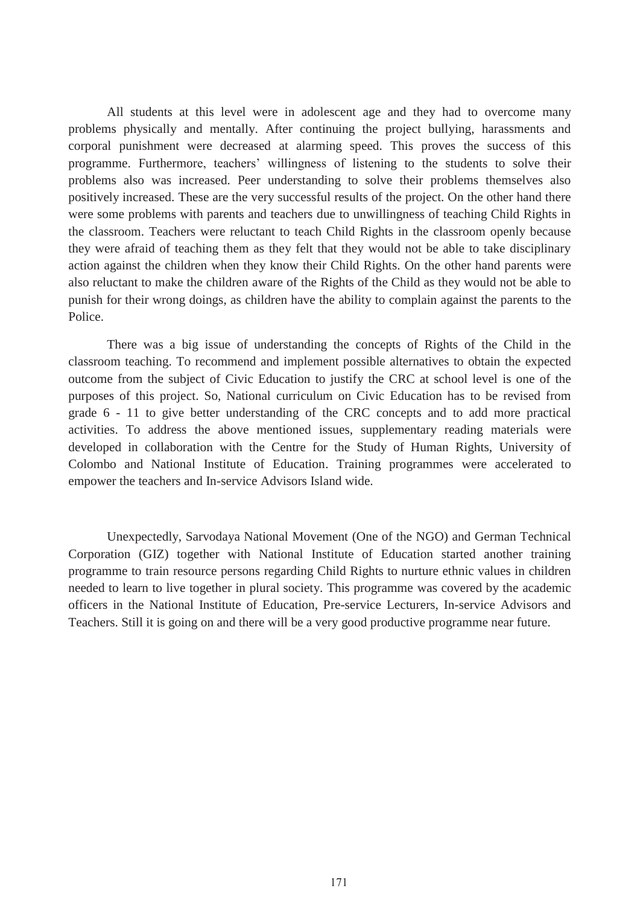All students at this level were in adolescent age and they had to overcome many problems physically and mentally. After continuing the project bullying, harassments and corporal punishment were decreased at alarming speed. This proves the success of this programme. Furthermore, teachers' willingness of listening to the students to solve their problems also was increased. Peer understanding to solve their problems themselves also positively increased. These are the very successful results of the project. On the other hand there were some problems with parents and teachers due to unwillingness of teaching Child Rights in the classroom. Teachers were reluctant to teach Child Rights in the classroom openly because they were afraid of teaching them as they felt that they would not be able to take disciplinary action against the children when they know their Child Rights. On the other hand parents were also reluctant to make the children aware of the Rights of the Child as they would not be able to punish for their wrong doings, as children have the ability to complain against the parents to the Police.

There was a big issue of understanding the concepts of Rights of the Child in the classroom teaching. To recommend and implement possible alternatives to obtain the expected outcome from the subject of Civic Education to justify the CRC at school level is one of the purposes of this project. So, National curriculum on Civic Education has to be revised from grade 6 - 11 to give better understanding of the CRC concepts and to add more practical activities. To address the above mentioned issues, supplementary reading materials were developed in collaboration with the Centre for the Study of Human Rights, University of Colombo and National Institute of Education. Training programmes were accelerated to empower the teachers and In-service Advisors Island wide.

Unexpectedly, Sarvodaya National Movement (One of the NGO) and German Technical Corporation (GIZ) together with National Institute of Education started another training programme to train resource persons regarding Child Rights to nurture ethnic values in children needed to learn to live together in plural society. This programme was covered by the academic officers in the National Institute of Education, Pre-service Lecturers, In-service Advisors and Teachers. Still it is going on and there will be a very good productive programme near future.